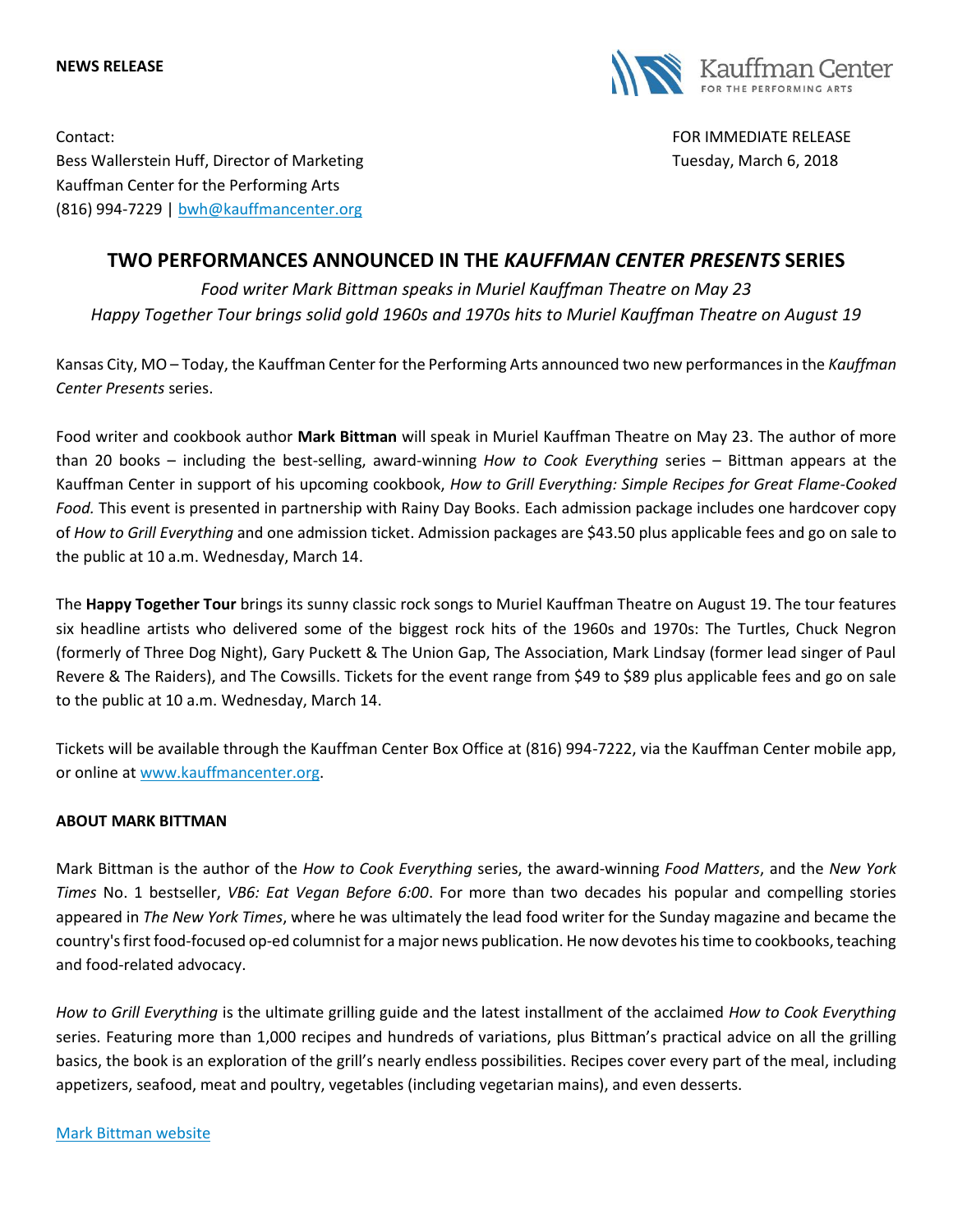**NEWS RELEASE**

Kauffman Center FOR THE PERFORMING ARTS

Contact:
Bess Wallerstein Huff, Director of Marketing
Kauffman Center for the Performing Arts
(816) 994-7229 | bwh@kauffmancenter.org

FOR IMMEDIATE RELEASE
Tuesday, March 6, 2018

# TWO PERFORMANCES ANNOUNCED IN THE *KAUFFMAN CENTER PRESENTS* SERIES

*Food writer Mark Bittman speaks in Muriel Kauffman Theatre on May 23*
*Happy Together Tour brings solid gold 1960s and 1970s hits to Muriel Kauffman Theatre on August 19*

Kansas City, MO – Today, the Kauffman Center for the Performing Arts announced two new performances in the *Kauffman Center Presents* series.

Food writer and cookbook author **Mark Bittman** will speak in Muriel Kauffman Theatre on May 23. The author of more than 20 books – including the best-selling, award-winning *How to Cook Everything* series – Bittman appears at the Kauffman Center in support of his upcoming cookbook, *How to Grill Everything: Simple Recipes for Great Flame-Cooked Food.* This event is presented in partnership with Rainy Day Books. Each admission package includes one hardcover copy of *How to Grill Everything* and one admission ticket. Admission packages are $43.50 plus applicable fees and go on sale to the public at 10 a.m. Wednesday, March 14.

The **Happy Together Tour** brings its sunny classic rock songs to Muriel Kauffman Theatre on August 19. The tour features six headline artists who delivered some of the biggest rock hits of the 1960s and 1970s: The Turtles, Chuck Negron (formerly of Three Dog Night), Gary Puckett & The Union Gap, The Association, Mark Lindsay (former lead singer of Paul Revere & The Raiders), and The Cowsills. Tickets for the event range from $49 to $89 plus applicable fees and go on sale to the public at 10 a.m. Wednesday, March 14.

Tickets will be available through the Kauffman Center Box Office at (816) 994-7222, via the Kauffman Center mobile app, or online at www.kauffmancenter.org.

## ABOUT MARK BITTMAN

Mark Bittman is the author of the *How to Cook Everything* series, the award-winning *Food Matters*, and the *New York Times* No. 1 bestseller, *VB6: Eat Vegan Before 6:00*. For more than two decades his popular and compelling stories appeared in *The New York Times*, where he was ultimately the lead food writer for the Sunday magazine and became the country's first food-focused op-ed columnist for a major news publication. He now devotes his time to cookbooks, teaching and food-related advocacy.

*How to Grill Everything* is the ultimate grilling guide and the latest installment of the acclaimed *How to Cook Everything* series. Featuring more than 1,000 recipes and hundreds of variations, plus Bittman's practical advice on all the grilling basics, the book is an exploration of the grill's nearly endless possibilities. Recipes cover every part of the meal, including appetizers, seafood, meat and poultry, vegetables (including vegetarian mains), and even desserts.

Mark Bittman website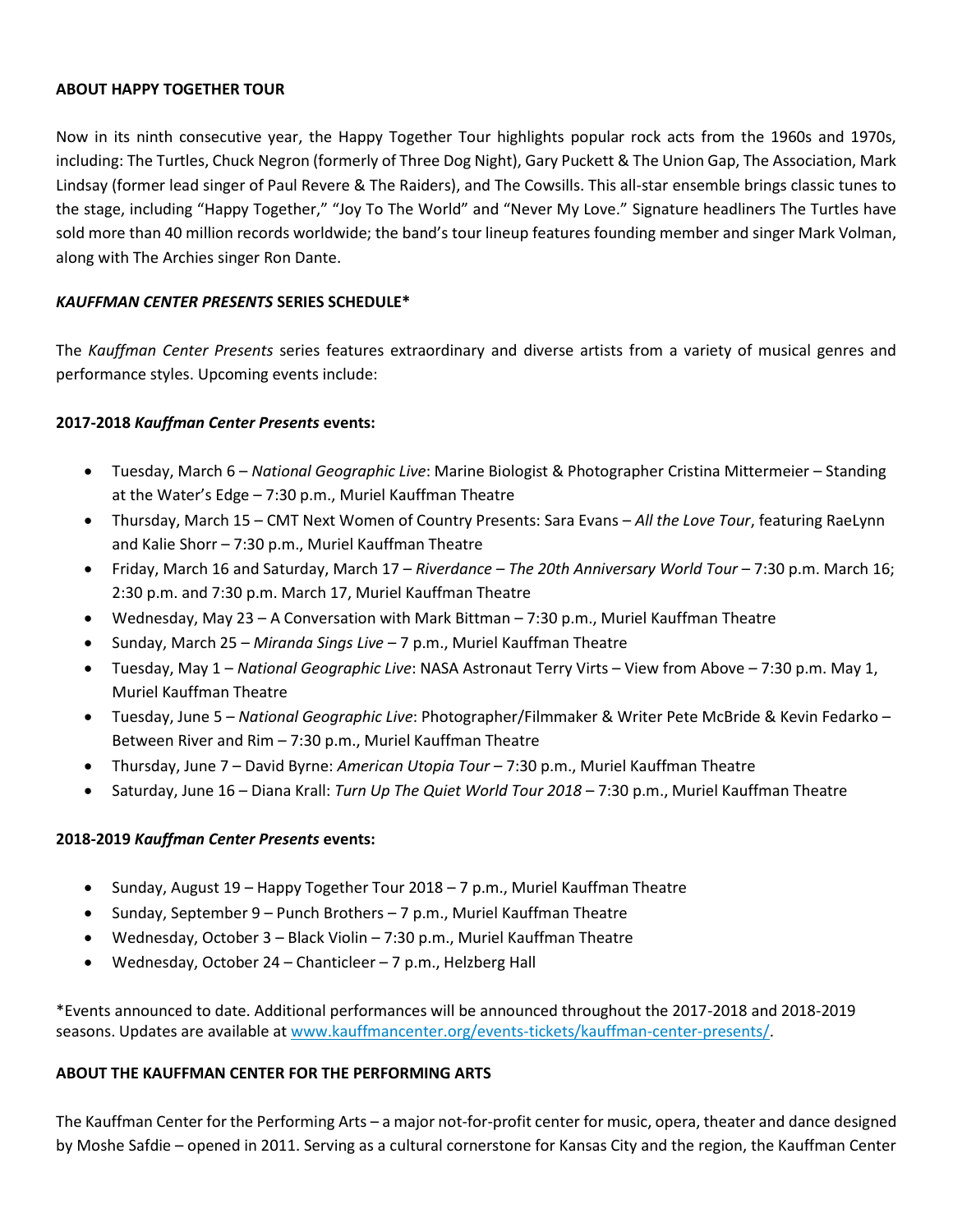**ABOUT HAPPY TOGETHER TOUR**

Now in its ninth consecutive year, the Happy Together Tour highlights popular rock acts from the 1960s and 1970s, including: The Turtles, Chuck Negron (formerly of Three Dog Night), Gary Puckett & The Union Gap, The Association, Mark Lindsay (former lead singer of Paul Revere & The Raiders), and The Cowsills. This all-star ensemble brings classic tunes to the stage, including "Happy Together," "Joy To The World" and "Never My Love." Signature headliners The Turtles have sold more than 40 million records worldwide; the band's tour lineup features founding member and singer Mark Volman, along with The Archies singer Ron Dante.

***KAUFFMAN CENTER PRESENTS* SERIES SCHEDULE***

The *Kauffman Center Presents* series features extraordinary and diverse artists from a variety of musical genres and performance styles. Upcoming events include:

**2017-2018 *Kauffman Center Presents* events:**

- Tuesday, March 6 – *National Geographic Live*: Marine Biologist & Photographer Cristina Mittermeier – Standing at the Water's Edge – 7:30 p.m., Muriel Kauffman Theatre
- Thursday, March 15 – CMT Next Women of Country Presents: Sara Evans – *All the Love Tour*, featuring RaeLynn and Kalie Shorr – 7:30 p.m., Muriel Kauffman Theatre
- Friday, March 16 and Saturday, March 17 – *Riverdance – The 20th Anniversary World Tour* – 7:30 p.m. March 16; 2:30 p.m. and 7:30 p.m. March 17, Muriel Kauffman Theatre
- Wednesday, May 23 – A Conversation with Mark Bittman – 7:30 p.m., Muriel Kauffman Theatre
- Sunday, March 25 – *Miranda Sings Live* – 7 p.m., Muriel Kauffman Theatre
- Tuesday, May 1 – *National Geographic Live*: NASA Astronaut Terry Virts – View from Above – 7:30 p.m. May 1, Muriel Kauffman Theatre
- Tuesday, June 5 – *National Geographic Live*: Photographer/Filmmaker & Writer Pete McBride & Kevin Fedarko – Between River and Rim – 7:30 p.m., Muriel Kauffman Theatre
- Thursday, June 7 – David Byrne: *American Utopia Tour* – 7:30 p.m., Muriel Kauffman Theatre
- Saturday, June 16 – Diana Krall: *Turn Up The Quiet World Tour 2018* – 7:30 p.m., Muriel Kauffman Theatre

**2018-2019 *Kauffman Center Presents* events:**

- Sunday, August 19 – Happy Together Tour 2018 – 7 p.m., Muriel Kauffman Theatre
- Sunday, September 9 – Punch Brothers – 7 p.m., Muriel Kauffman Theatre
- Wednesday, October 3 – Black Violin – 7:30 p.m., Muriel Kauffman Theatre
- Wednesday, October 24 – Chanticleer – 7 p.m., Helzberg Hall

*Events announced to date. Additional performances will be announced throughout the 2017-2018 and 2018-2019 seasons. Updates are available at [www.kauffmancenter.org/events-tickets/kauffman-center-presents/](http://www.kauffmancenter.org/events-tickets/kauffman-center-presents/).

**ABOUT THE KAUFFMAN CENTER FOR THE PERFORMING ARTS**

The Kauffman Center for the Performing Arts – a major not-for-profit center for music, opera, theater and dance designed by Moshe Safdie – opened in 2011. Serving as a cultural cornerstone for Kansas City and the region, the Kauffman Center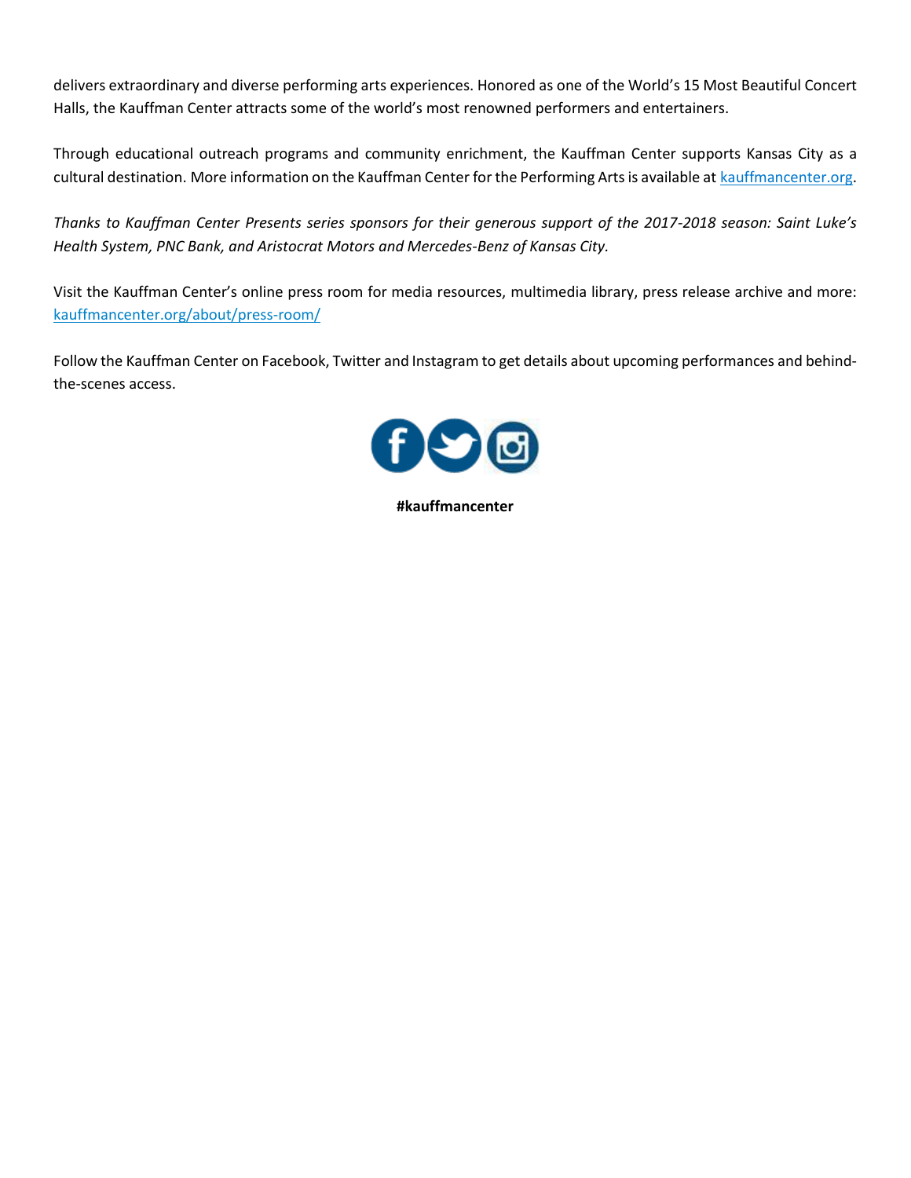delivers extraordinary and diverse performing arts experiences. Honored as one of the World's 15 Most Beautiful Concert Halls, the Kauffman Center attracts some of the world's most renowned performers and entertainers.

Through educational outreach programs and community enrichment, the Kauffman Center supports Kansas City as a cultural destination. More information on the Kauffman Center for the Performing Arts is available at kauffmancenter.org.

*Thanks to Kauffman Center Presents series sponsors for their generous support of the 2017-2018 season: Saint Luke's Health System, PNC Bank, and Aristocrat Motors and Mercedes-Benz of Kansas City.*

Visit the Kauffman Center's online press room for media resources, multimedia library, press release archive and more: kauffmancenter.org/about/press-room/

Follow the Kauffman Center on Facebook, Twitter and Instagram to get details about upcoming performances and behind-the-scenes access.

**#kauffmancenter**